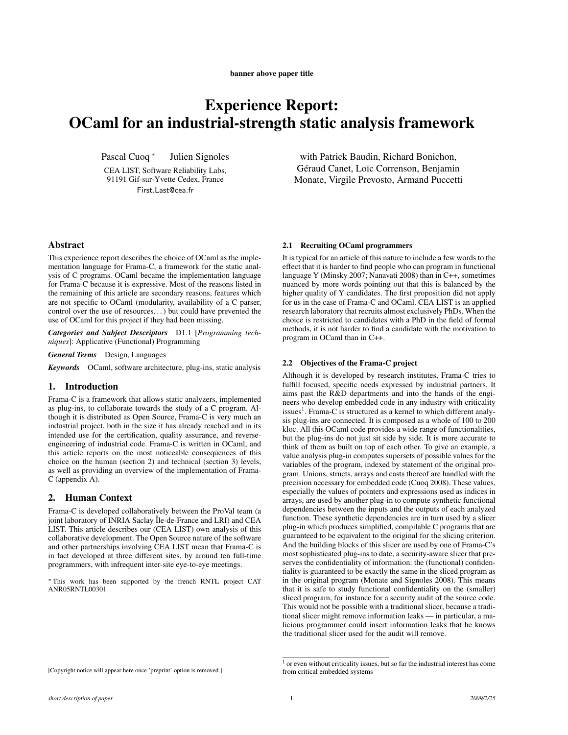banner above paper title

# Experience Report: OCaml for an industrial-strength static analysis framework

Pascal Cuoq * Julien Signoles

CEA LIST, Software Reliability Labs, 91191 Gif-sur-Yvette Cedex, France

First.Last@cea.fr

with Patrick Baudin, Richard Bonichon, Géraud Canet, Loïc Correnson, Benjamin Monate, Virgile Prevosto, Armand Puccetti

## Abstract

This experience report describes the choice of OCaml as the implementation language for Frama-C, a framework for the static analysis of C programs. OCaml became the implementation language for Frama-C because it is expressive. Most of the reasons listed in the remaining of this article are secondary reasons, features which are not specific to OCaml (modularity, availability of a C parser, control over the use of resources. . . ) but could have prevented the use of OCaml for this project if they had been missing.

***Categories and Subject Descriptors*** D1.1 [*Programming techniques*]: Applicative (Functional) Programming

***General Terms*** Design, Languages

***Keywords*** OCaml, software architecture, plug-ins, static analysis

## 1. Introduction

Frama-C is a framework that allows static analyzers, implemented as plug-ins, to collaborate towards the study of a C program. Although it is distributed as Open Source, Frama-C is very much an industrial project, both in the size it has already reached and in its intended use for the certification, quality assurance, and reverse-engineering of industrial code. Frama-C is written in OCaml, and this article reports on the most noticeable consequences of this choice on the human (section 2) and technical (section 3) levels, as well as providing an overview of the implementation of Frama-C (appendix A).

## 2. Human Context

Frama-C is developed collaboratively between the ProVal team (a joint laboratory of INRIA Saclay Île-de-France and LRI) and CEA LIST. This article describes our (CEA LIST) own analysis of this collaborative development. The Open Source nature of the software and other partnerships involving CEA LIST mean that Frama-C is in fact developed at three different sites, by around ten full-time programmers, with infrequent inter-site eye-to-eye meetings.

\* This work has been supported by the french RNTL project CAT ANR05RNTL00301

### 2.1 Recruiting OCaml programmers

It is typical for an article of this nature to include a few words to the effect that it is harder to find people who can program in functional language Y (Minsky 2007; Nanavati 2008) than in C++, sometimes nuanced by more words pointing out that this is balanced by the higher quality of Y candidates. The first proposition did not apply for us in the case of Frama-C and OCaml. CEA LIST is an applied research laboratory that recruits almost exclusively PhDs. When the choice is restricted to candidates with a PhD in the field of formal methods, it is not harder to find a candidate with the motivation to program in OCaml than in C++.

### 2.2 Objectives of the Frama-C project

Although it is developed by research institutes, Frama-C tries to fulfill focused, specific needs expressed by industrial partners. It aims past the R&D departments and into the hands of the engineers who develop embedded code in any industry with criticality issues[1]. Frama-C is structured as a kernel to which different analysis plug-ins are connected. It is composed as a whole of 100 to 200 kloc. All this OCaml code provides a wide range of functionalities, but the plug-ins do not just sit side by side. It is more accurate to think of them as built on top of each other. To give an example, a value analysis plug-in computes supersets of possible values for the variables of the program, indexed by statement of the original program. Unions, structs, arrays and casts thereof are handled with the precision necessary for embedded code (Cuoq 2008). These values, especially the values of pointers and expressions used as indices in arrays, are used by another plug-in to compute synthetic functional dependencies between the inputs and the outputs of each analyzed function. These synthetic dependencies are in turn used by a slicer plug-in which produces simplified, compilable C programs that are guaranteed to be equivalent to the original for the slicing criterion. And the building blocks of this slicer are used by one of Frama-C's most sophisticated plug-ins to date, a security-aware slicer that preserves the confidentiality of information: the (functional) confidentiality is guaranteed to be exactly the same in the sliced program as in the original program (Monate and Signoles 2008). This means that it is safe to study functional confidentiality on the (smaller) sliced program, for instance for a security audit of the source code. This would not be possible with a traditional slicer, because a traditional slicer might remove information leaks — in particular, a malicious programmer could insert information leaks that he knows the traditional slicer used for the audit will remove.

[1] or even without criticality issues, but so far the industrial interest has come from critical embedded systems

[Copyright notice will appear here once 'preprint' option is removed.]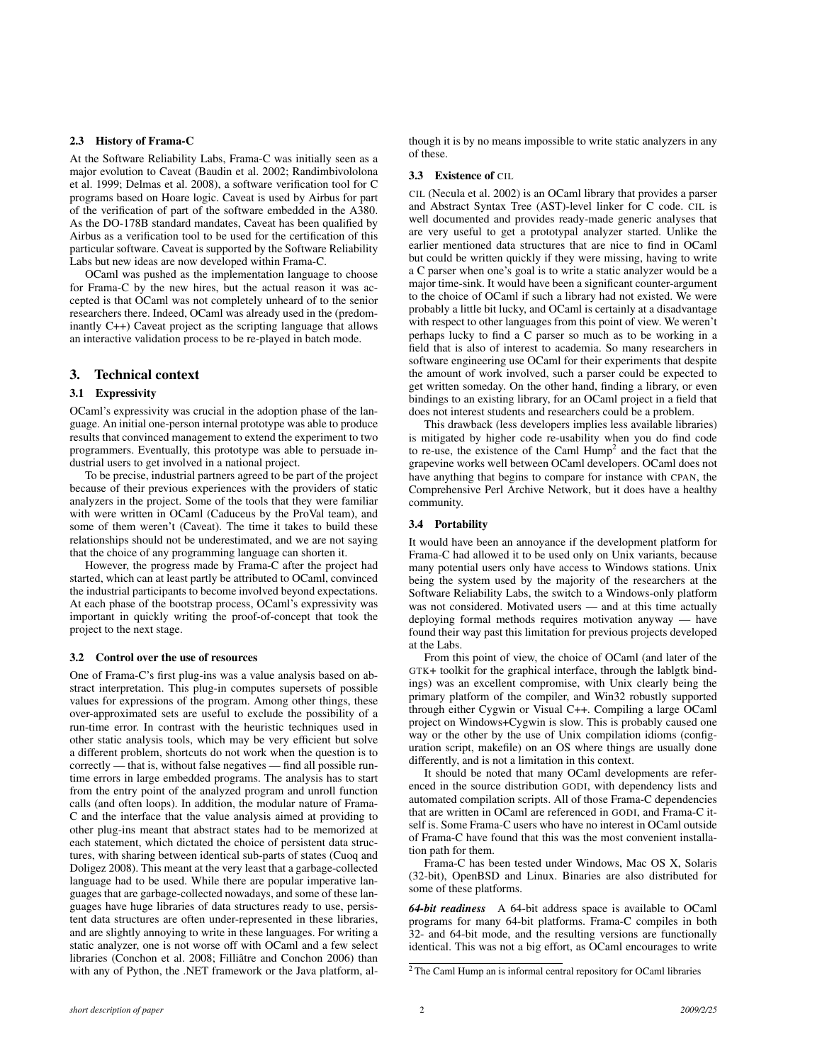### 2.3 History of Frama-C

At the Software Reliability Labs, Frama-C was initially seen as a major evolution to Caveat (Baudin et al. 2002; Randimbivololona et al. 1999; Delmas et al. 2008), a software verification tool for C programs based on Hoare logic. Caveat is used by Airbus for part of the verification of part of the software embedded in the A380. As the DO-178B standard mandates, Caveat has been qualified by Airbus as a verification tool to be used for the certification of this particular software. Caveat is supported by the Software Reliability Labs but new ideas are now developed within Frama-C.

OCaml was pushed as the implementation language to choose for Frama-C by the new hires, but the actual reason it was accepted is that OCaml was not completely unheard of to the senior researchers there. Indeed, OCaml was already used in the (predominantly C++) Caveat project as the scripting language that allows an interactive validation process to be re-played in batch mode.

## 3. Technical context

### 3.1 Expressivity

OCaml's expressivity was crucial in the adoption phase of the language. An initial one-person internal prototype was able to produce results that convinced management to extend the experiment to two programmers. Eventually, this prototype was able to persuade industrial users to get involved in a national project.

To be precise, industrial partners agreed to be part of the project because of their previous experiences with the providers of static analyzers in the project. Some of the tools that they were familiar with were written in OCaml (Caduceus by the ProVal team), and some of them weren't (Caveat). The time it takes to build these relationships should not be underestimated, and we are not saying that the choice of any programming language can shorten it.

However, the progress made by Frama-C after the project had started, which can at least partly be attributed to OCaml, convinced the industrial participants to become involved beyond expectations. At each phase of the bootstrap process, OCaml's expressivity was important in quickly writing the proof-of-concept that took the project to the next stage.

### 3.2 Control over the use of resources

One of Frama-C's first plug-ins was a value analysis based on abstract interpretation. This plug-in computes supersets of possible values for expressions of the program. Among other things, these over-approximated sets are useful to exclude the possibility of a run-time error. In contrast with the heuristic techniques used in other static analysis tools, which may be very efficient but solve a different problem, shortcuts do not work when the question is to correctly — that is, without false negatives — find all possible run-time errors in large embedded programs. The analysis has to start from the entry point of the analyzed program and unroll function calls (and often loops). In addition, the modular nature of Frama-C and the interface that the value analysis aimed at providing to other plug-ins meant that abstract states had to be memorized at each statement, which dictated the choice of persistent data structures, with sharing between identical sub-parts of states (Cuoq and Doligez 2008). This meant at the very least that a garbage-collected language had to be used. While there are popular imperative languages that are garbage-collected nowadays, and some of these languages have huge libraries of data structures ready to use, persistent data structures are often under-represented in these libraries, and are slightly annoying to write in these languages. For writing a static analyzer, one is not worse off with OCaml and a few select libraries (Conchon et al. 2008; Filliâtre and Conchon 2006) than with any of Python, the .NET framework or the Java platform, although it is by no means impossible to write static analyzers in any of these.

### 3.3 Existence of CIL

CIL (Necula et al. 2002) is an OCaml library that provides a parser and Abstract Syntax Tree (AST)-level linker for C code. CIL is well documented and provides ready-made generic analyses that are very useful to get a prototypal analyzer started. Unlike the earlier mentioned data structures that are nice to find in OCaml but could be written quickly if they were missing, having to write a C parser when one's goal is to write a static analyzer would be a major time-sink. It would have been a significant counter-argument to the choice of OCaml if such a library had not existed. We were probably a little bit lucky, and OCaml is certainly at a disadvantage with respect to other languages from this point of view. We weren't perhaps lucky to find a C parser so much as to be working in a field that is also of interest to academia. So many researchers in software engineering use OCaml for their experiments that despite the amount of work involved, such a parser could be expected to get written someday. On the other hand, finding a library, or even bindings to an existing library, for an OCaml project in a field that does not interest students and researchers could be a problem.

This drawback (less developers implies less available libraries) is mitigated by higher code re-usability when you do find code to re-use, the existence of the Caml Hump[2] and the fact that the grapevine works well between OCaml developers. OCaml does not have anything that begins to compare for instance with CPAN, the Comprehensive Perl Archive Network, but it does have a healthy community.

### 3.4 Portability

It would have been an annoyance if the development platform for Frama-C had allowed it to be used only on Unix variants, because many potential users only have access to Windows stations. Unix being the system used by the majority of the researchers at the Software Reliability Labs, the switch to a Windows-only platform was not considered. Motivated users — and at this time actually deploying formal methods requires motivation anyway — have found their way past this limitation for previous projects developed at the Labs.

From this point of view, the choice of OCaml (and later of the GTK+ toolkit for the graphical interface, through the lablgtk bindings) was an excellent compromise, with Unix clearly being the primary platform of the compiler, and Win32 robustly supported through either Cygwin or Visual C++. Compiling a large OCaml project on Windows+Cygwin is slow. This is probably caused one way or the other by the use of Unix compilation idioms (configuration script, makefile) on an OS where things are usually done differently, and is not a limitation in this context.

It should be noted that many OCaml developments are referenced in the source distribution GODI, with dependency lists and automated compilation scripts. All of those Frama-C dependencies that are written in OCaml are referenced in GODI, and Frama-C itself is. Some Frama-C users who have no interest in OCaml outside of Frama-C have found that this was the most convenient installation path for them.

Frama-C has been tested under Windows, Mac OS X, Solaris (32-bit), OpenBSD and Linux. Binaries are also distributed for some of these platforms.

***64-bit readiness*** A 64-bit address space is available to OCaml programs for many 64-bit platforms. Frama-C compiles in both 32- and 64-bit mode, and the resulting versions are functionally identical. This was not a big effort, as OCaml encourages to write

[2] The Caml Hump an is informal central repository for OCaml libraries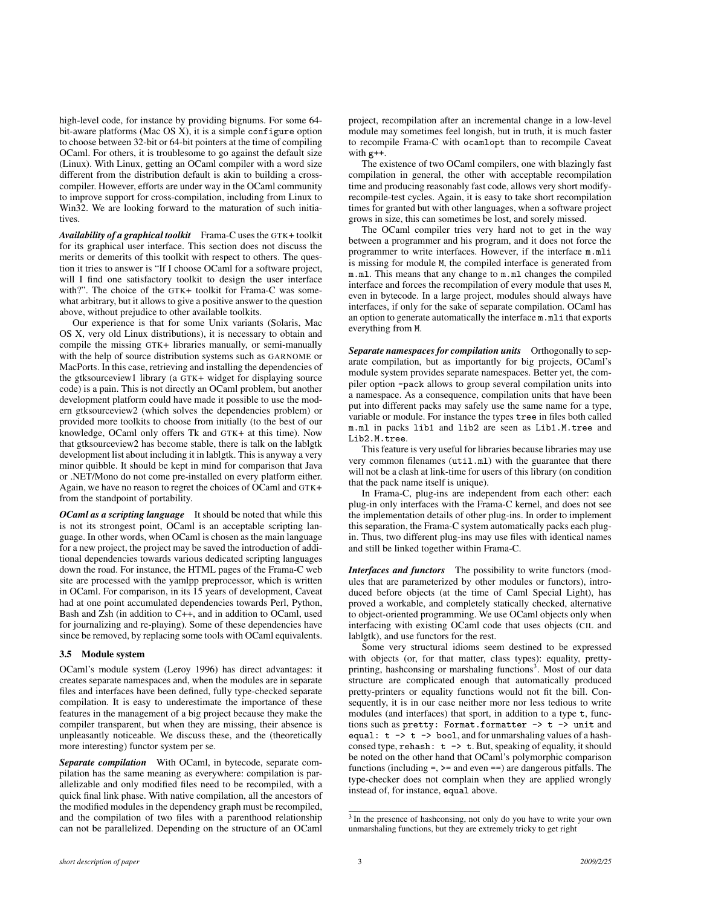high-level code, for instance by providing bignums. For some 64-bit-aware platforms (Mac OS X), it is a simple `configure` option to choose between 32-bit or 64-bit pointers at the time of compiling OCaml. For others, it is troublesome to go against the default size (Linux). With Linux, getting an OCaml compiler with a word size different from the distribution default is akin to building a cross-compiler. However, efforts are under way in the OCaml community to improve support for cross-compilation, including from Linux to Win32. We are looking forward to the maturation of such initiatives.

***Availability of a graphical toolkit*** Frama-C uses the GTK+ toolkit for its graphical user interface. This section does not discuss the merits or demerits of this toolkit with respect to others. The question it tries to answer is "If I choose OCaml for a software project, will I find one satisfactory toolkit to design the user interface with?". The choice of the GTK+ toolkit for Frama-C was somewhat arbitrary, but it allows to give a positive answer to the question above, without prejudice to other available toolkits.

Our experience is that for some Unix variants (Solaris, Mac OS X, very old Linux distributions), it is necessary to obtain and compile the missing GTK+ libraries manually, or semi-manually with the help of source distribution systems such as GARNOME or MacPorts. In this case, retrieving and installing the dependencies of the gtksourceview1 library (a GTK+ widget for displaying source code) is a pain. This is not directly an OCaml problem, but another development platform could have made it possible to use the modern gtksourceview2 (which solves the dependencies problem) or provided more toolkits to choose from initially (to the best of our knowledge, OCaml only offers Tk and GTK+ at this time). Now that gtksourceview2 has become stable, there is talk on the lablgtk development list about including it in lablgtk. This is anyway a very minor quibble. It should be kept in mind for comparison that Java or .NET/Mono do not come pre-installed on every platform either. Again, we have no reason to regret the choices of OCaml and GTK+ from the standpoint of portability.

***OCaml as a scripting language*** It should be noted that while this is not its strongest point, OCaml is an acceptable scripting language. In other words, when OCaml is chosen as the main language for a new project, the project may be saved the introduction of additional dependencies towards various dedicated scripting languages down the road. For instance, the HTML pages of the Frama-C web site are processed with the yamlpp preprocessor, which is written in OCaml. For comparison, in its 15 years of development, Caveat had at one point accumulated dependencies towards Perl, Python, Bash and Zsh (in addition to C++, and in addition to OCaml, used for journalizing and re-playing). Some of these dependencies have since been removed, by replacing some tools with OCaml equivalents.

### 3.5 Module system

OCaml's module system (Leroy 1996) has direct advantages: it creates separate namespaces and, when the modules are in separate files and interfaces have been defined, fully type-checked separate compilation. It is easy to underestimate the importance of these features in the management of a big project because they make the compiler transparent, but when they are missing, their absence is unpleasantly noticeable. We discuss these, and the (theoretically more interesting) functor system per se.

***Separate compilation*** With OCaml, in bytecode, separate compilation has the same meaning as everywhere: compilation is parallelizable and only modified files need to be recompiled, with a quick final link phase. With native compilation, all the ancestors of the modified modules in the dependency graph must be recompiled, and the compilation of two files with a parenthood relationship can not be parallelized. Depending on the structure of an OCaml project, recompilation after an incremental change in a low-level module may sometimes feel longish, but in truth, it is much faster to recompile Frama-C with `ocamlopt` than to recompile Caveat with `g++`.

The existence of two OCaml compilers, one with blazingly fast compilation in general, the other with acceptable recompilation time and producing reasonably fast code, allows very short modify-recompile-test cycles. Again, it is easy to take short recompilation times for granted but with other languages, when a software project grows in size, this can sometimes be lost, and sorely missed.

The OCaml compiler tries very hard not to get in the way between a programmer and his program, and it does not force the programmer to write interfaces. However, if the interface `m.mli` is missing for module `M`, the compiled interface is generated from `m.ml`. This means that any change to `m.ml` changes the compiled interface and forces the recompilation of every module that uses `M`, even in bytecode. In a large project, modules should always have interfaces, if only for the sake of separate compilation. OCaml has an option to generate automatically the interface `m.mli` that exports everything from `M`.

***Separate namespaces for compilation units*** Orthogonally to separate compilation, but as importantly for big projects, OCaml's module system provides separate namespaces. Better yet, the compiler option `-pack` allows to group several compilation units into a namespace. As a consequence, compilation units that have been put into different packs may safely use the same name for a type, variable or module. For instance the types `tree` in files both called `m.ml` in packs `lib1` and `lib2` are seen as `Lib1.M.tree` and `Lib2.M.tree`.

This feature is very useful for libraries because libraries may use very common filenames (`util.ml`) with the guarantee that there will not be a clash at link-time for users of this library (on condition that the pack name itself is unique).

In Frama-C, plug-ins are independent from each other: each plug-in only interfaces with the Frama-C kernel, and does not see the implementation details of other plug-ins. In order to implement this separation, the Frama-C system automatically packs each plug-in. Thus, two different plug-ins may use files with identical names and still be linked together within Frama-C.

***Interfaces and functors*** The possibility to write functors (modules that are parameterized by other modules or functors), introduced before objects (at the time of Caml Special Light), has proved a workable, and completely statically checked, alternative to object-oriented programming. We use OCaml objects only when interfacing with existing OCaml code that uses objects (CIL and lablgtk), and use functors for the rest.

Some very structural idioms seem destined to be expressed with objects (or, for that matter, class types): equality, pretty-printing, hashconsing or marshaling functions[3]. Most of our data structure are complicated enough that automatically produced pretty-printers or equality functions would not fit the bill. Consequently, it is in our case neither more nor less tedious to write modules (and interfaces) that sport, in addition to a type `t`, functions such as `pretty: Format.formatter -> t -> unit` and `equal: t -> t -> bool`, and for unmarshaling values of a hash-consed type, `rehash: t -> t`. But, speaking of equality, it should be noted on the other hand that OCaml's polymorphic comparison functions (including `=`, `>=` and even `==`) are dangerous pitfalls. The type-checker does not complain when they are applied wrongly instead of, for instance, `equal` above.

[3] In the presence of hashconsing, not only do you have to write your own unmarshaling functions, but they are extremely tricky to get right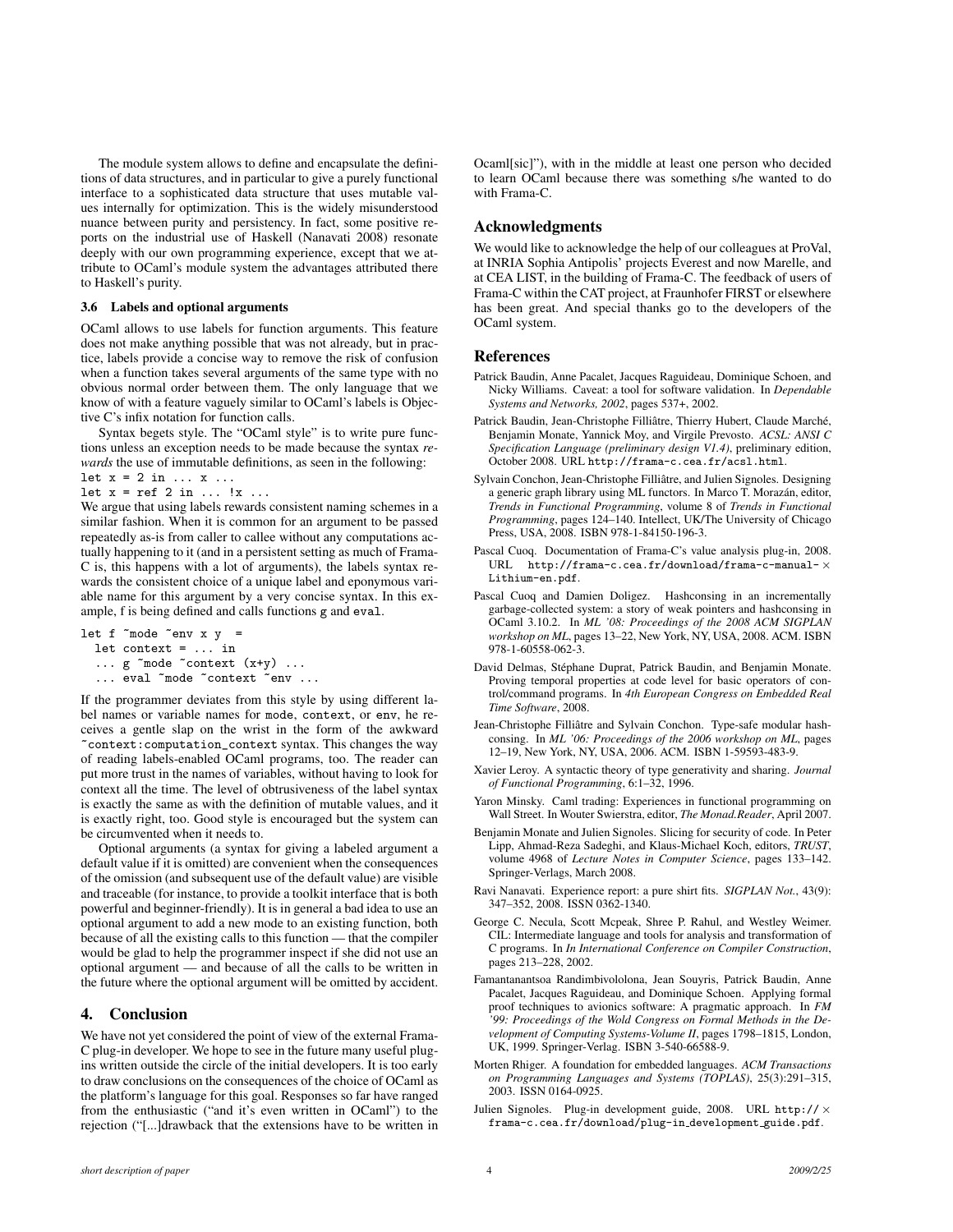The module system allows to define and encapsulate the definitions of data structures, and in particular to give a purely functional interface to a sophisticated data structure that uses mutable values internally for optimization. This is the widely misunderstood nuance between purity and persistency. In fact, some positive reports on the industrial use of Haskell (Nanavati 2008) resonate deeply with our own programming experience, except that we attribute to OCaml's module system the advantages attributed there to Haskell's purity.

### 3.6 Labels and optional arguments

OCaml allows to use labels for function arguments. This feature does not make anything possible that was not already, but in practice, labels provide a concise way to remove the risk of confusion when a function takes several arguments of the same type with no obvious normal order between them. The only language that we know of with a feature vaguely similar to OCaml's labels is Objective C's infix notation for function calls.

Syntax begets style. The "OCaml style" is to write pure functions unless an exception needs to be made because the syntax *rewards* the use of immutable definitions, as seen in the following:

```
let x = 2 in ... x ...
let x = ref 2 in ... !x ...
```

We argue that using labels rewards consistent naming schemes in a similar fashion. When it is common for an argument to be passed repeatedly as-is from caller to callee without any computations actually happening to it (and in a persistent setting as much of Frama-C is, this happens with a lot of arguments), the labels syntax rewards the consistent choice of a unique label and eponymous variable name for this argument by a very concise syntax. In this example, f is being defined and calls functions `g` and `eval`.

```
let f ~mode ~env x y  =
  let context = ... in
  ... g ~mode ~context (x+y) ...
  ... eval ~mode ~context ~env ...
```

If the programmer deviates from this style by using different label names or variable names for `mode`, `context`, or `env`, he receives a gentle slap on the wrist in the form of the awkward `~context:computation_context` syntax. This changes the way of reading labels-enabled OCaml programs, too. The reader can put more trust in the names of variables, without having to look for context all the time. The level of obtrusiveness of the label syntax is exactly the same as with the definition of mutable values, and it is exactly right, too. Good style is encouraged but the system can be circumvented when it needs to.

Optional arguments (a syntax for giving a labeled argument a default value if it is omitted) are convenient when the consequences of the omission (and subsequent use of the default value) are visible and traceable (for instance, to provide a toolkit interface that is both powerful and beginner-friendly). It is in general a bad idea to use an optional argument to add a new mode to an existing function, both because of all the existing calls to this function — that the compiler would be glad to help the programmer inspect if she did not use an optional argument — and because of all the calls to be written in the future where the optional argument will be omitted by accident.

## 4. Conclusion

We have not yet considered the point of view of the external Frama-C plug-in developer. We hope to see in the future many useful plug-ins written outside the circle of the initial developers. It is too early to draw conclusions on the consequences of the choice of OCaml as the platform's language for this goal. Responses so far have ranged from the enthusiastic ("and it's even written in OCaml") to the rejection ("[...]drawback that the extensions have to be written in Ocaml[sic]"), with in the middle at least one person who decided to learn OCaml because there was something s/he wanted to do with Frama-C.

## Acknowledgments

We would like to acknowledge the help of our colleagues at ProVal, at INRIA Sophia Antipolis' projects Everest and now Marelle, and at CEA LIST, in the building of Frama-C. The feedback of users of Frama-C within the CAT project, at Fraunhofer FIRST or elsewhere has been great. And special thanks go to the developers of the OCaml system.

## References

Patrick Baudin, Anne Pacalet, Jacques Raguideau, Dominique Schoen, and Nicky Williams. Caveat: a tool for software validation. In *Dependable Systems and Networks, 2002*, pages 537+, 2002.

Patrick Baudin, Jean-Christophe Filliâtre, Thierry Hubert, Claude Marché, Benjamin Monate, Yannick Moy, and Virgile Prevosto. *ACSL: ANSI C Specification Language (preliminary design V1.4)*, preliminary edition, October 2008. URL `http://frama-c.cea.fr/acsl.html`.

Sylvain Conchon, Jean-Christophe Filliâtre, and Julien Signoles. Designing a generic graph library using ML functors. In Marco T. Morazán, editor, *Trends in Functional Programming*, volume 8 of *Trends in Functional Programming*, pages 124–140. Intellect, UK/The University of Chicago Press, USA, 2008. ISBN 978-1-84150-196-3.

Pascal Cuoq. Documentation of Frama-C's value analysis plug-in, 2008. URL `http://frama-c.cea.fr/download/frama-c-manual-Lithium-en.pdf`.

Pascal Cuoq and Damien Doligez. Hashconsing in an incrementally garbage-collected system: a story of weak pointers and hashconsing in OCaml 3.10.2. In *ML '08: Proceedings of the 2008 ACM SIGPLAN workshop on ML*, pages 13–22, New York, NY, USA, 2008. ACM. ISBN 978-1-60558-062-3.

David Delmas, Stéphane Duprat, Patrick Baudin, and Benjamin Monate. Proving temporal properties at code level for basic operators of control/command programs. In *4th European Congress on Embedded Real Time Software*, 2008.

Jean-Christophe Filliâtre and Sylvain Conchon. Type-safe modular hashconsing. In *ML '06: Proceedings of the 2006 workshop on ML*, pages 12–19, New York, NY, USA, 2006. ACM. ISBN 1-59593-483-9.

Xavier Leroy. A syntactic theory of type generativity and sharing. *Journal of Functional Programming*, 6:1–32, 1996.

Yaron Minsky. Caml trading: Experiences in functional programming on Wall Street. In Wouter Swierstra, editor, *The Monad.Reader*, April 2007.

Benjamin Monate and Julien Signoles. Slicing for security of code. In Peter Lipp, Ahmad-Reza Sadeghi, and Klaus-Michael Koch, editors, *TRUST*, volume 4968 of *Lecture Notes in Computer Science*, pages 133–142. Springer-Verlags, March 2008.

Ravi Nanavati. Experience report: a pure shirt fits. *SIGPLAN Not.*, 43(9): 347–352, 2008. ISSN 0362-1340.

George C. Necula, Scott Mcpeak, Shree P. Rahul, and Westley Weimer. CIL: Intermediate language and tools for analysis and transformation of C programs. In *In International Conference on Compiler Construction*, pages 213–228, 2002.

Famantanantsoa Randimbivololona, Jean Souyris, Patrick Baudin, Anne Pacalet, Jacques Raguideau, and Dominique Schoen. Applying formal proof techniques to avionics software: A pragmatic approach. In *FM '99: Proceedings of the Wold Congress on Formal Methods in the Development of Computing Systems-Volume II*, pages 1798–1815, London, UK, 1999. Springer-Verlag. ISBN 3-540-66588-9.

Morten Rhiger. A foundation for embedded languages. *ACM Transactions on Programming Languages and Systems (TOPLAS)*, 25(3):291–315, 2003. ISSN 0164-0925.

Julien Signoles. Plug-in development guide, 2008. URL `http://frama-c.cea.fr/download/plug-in_development_guide.pdf`.